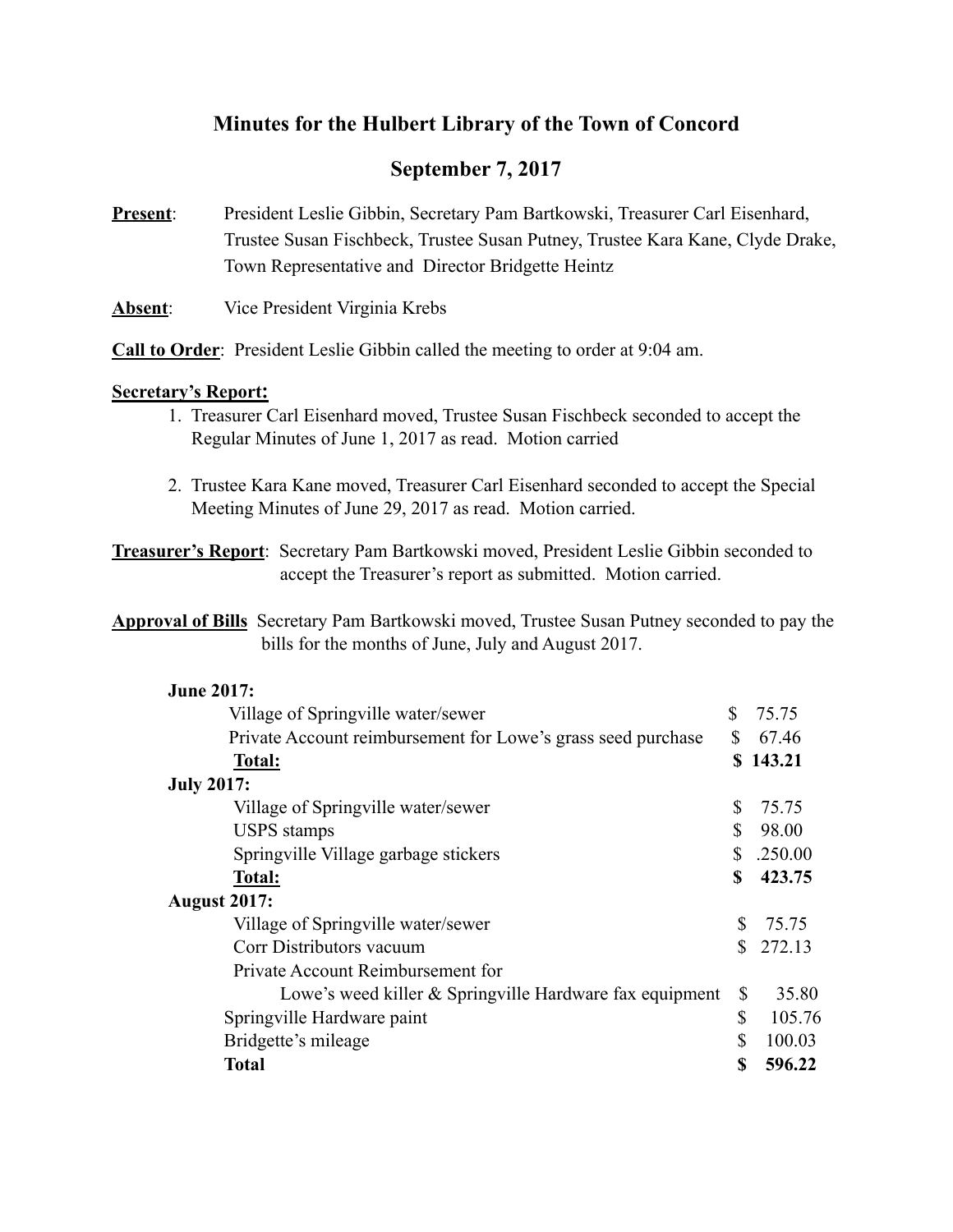# Minutes for the Hulbert Library of the Town of Concord

## September 7, 2017

**Present**: President Leslie Gibbin, Secretary Pam Bartkowski, Treasurer Carl Eisenhard, Trustee Susan Fischbeck, Trustee Susan Putney, Trustee Kara Kane, Clyde Drake, Town Representative and Director Bridgette Heintz

**Absent**: Vice President Virginia Krebs

**Call to Order**: President Leslie Gibbin called the meeting to order at 9:04 am.

**Secretary's Report:**

1. Treasurer Carl Eisenhard moved, Trustee Susan Fischbeck seconded to accept the Regular Minutes of June 1, 2017 as read. Motion carried
2. Trustee Kara Kane moved, Treasurer Carl Eisenhard seconded to accept the Special Meeting Minutes of June 29, 2017 as read. Motion carried.

**Treasurer's Report**: Secretary Pam Bartkowski moved, President Leslie Gibbin seconded to accept the Treasurer's report as submitted. Motion carried.

**Approval of Bills** Secretary Pam Bartkowski moved, Trustee Susan Putney seconded to pay the bills for the months of June, July and August 2017.

| | |
|---|---|
| **June 2017:** | |
| Village of Springville water/sewer | $ 75.75 |
| Private Account reimbursement for Lowe's grass seed purchase | $ 67.46 |
| **Total:** | **$ 143.21** |
| **July 2017:** | |
| Village of Springville water/sewer | $ 75.75 |
| USPS stamps | $ 98.00 |
| Springville Village garbage stickers | $ .250.00 |
| **Total:** | **$ 423.75** |
| **August 2017:** | |
| Village of Springville water/sewer | $ 75.75 |
| Corr Distributors vacuum | $ 272.13 |
| Private Account Reimbursement for Lowe's weed killer & Springville Hardware fax equipment | $ 35.80 |
| Springville Hardware paint | $ 105.76 |
| Bridgette's mileage | $ 100.03 |
| **Total** | **$ 596.22** |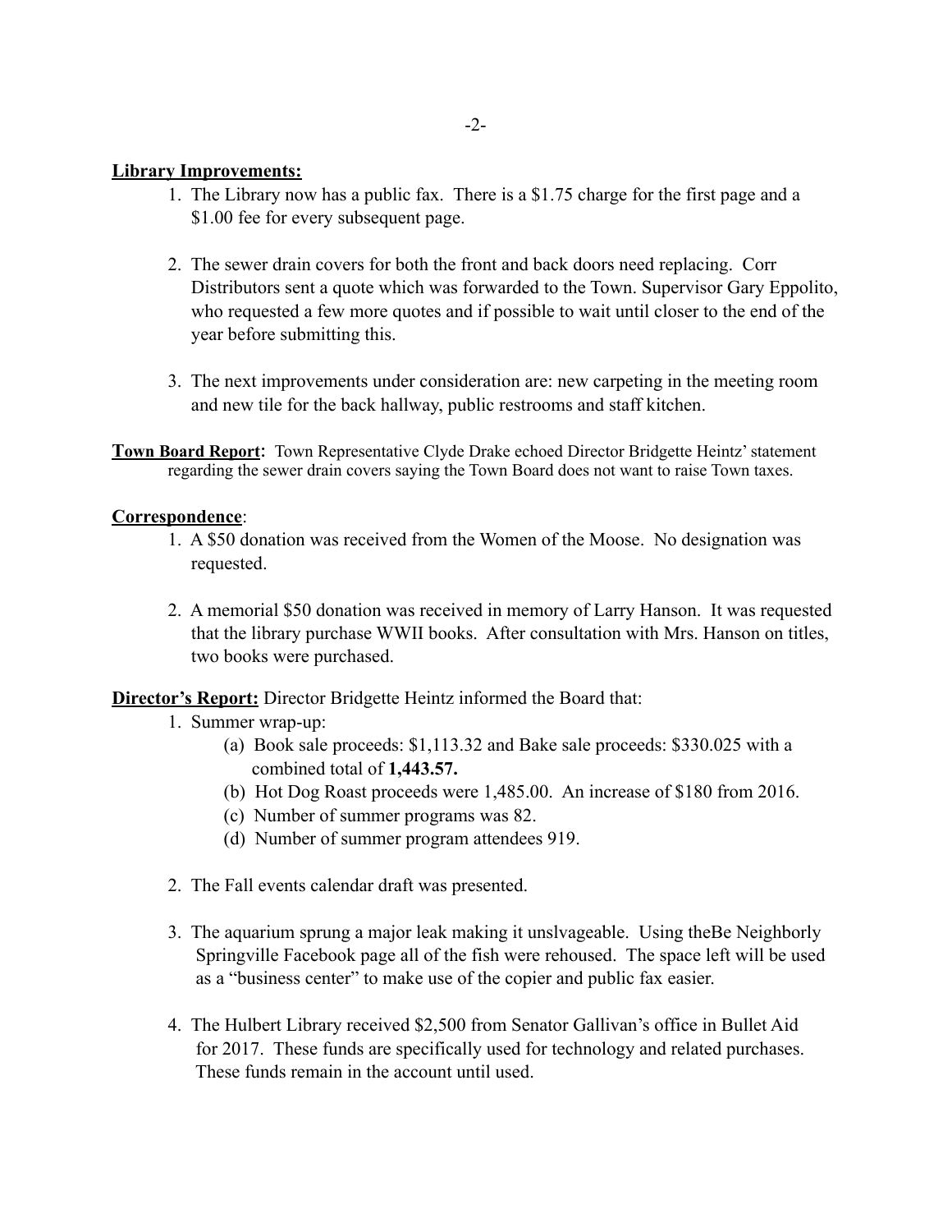**Library Improvements:**

1. The Library now has a public fax. There is a $1.75 charge for the first page and a $1.00 fee for every subsequent page.

2. The sewer drain covers for both the front and back doors need replacing. Corr Distributors sent a quote which was forwarded to the Town. Supervisor Gary Eppolito, who requested a few more quotes and if possible to wait until closer to the end of the year before submitting this.

3. The next improvements under consideration are: new carpeting in the meeting room and new tile for the back hallway, public restrooms and staff kitchen.

**Town Board Report:** Town Representative Clyde Drake echoed Director Bridgette Heintz' statement regarding the sewer drain covers saying the Town Board does not want to raise Town taxes.

**Correspondence**:

1. A $50 donation was received from the Women of the Moose. No designation was requested.

2. A memorial $50 donation was received in memory of Larry Hanson. It was requested that the library purchase WWII books. After consultation with Mrs. Hanson on titles, two books were purchased.

**Director's Report:** Director Bridgette Heintz informed the Board that:

1. Summer wrap-up:
   - (a) Book sale proceeds: $1,113.32 and Bake sale proceeds: $330.025 with a combined total of **1,443.57.**
   - (b) Hot Dog Roast proceeds were 1,485.00. An increase of $180 from 2016.
   - (c) Number of summer programs was 82.
   - (d) Number of summer program attendees 919.

2. The Fall events calendar draft was presented.

3. The aquarium sprung a major leak making it unslvageable. Using theBe Neighborly Springville Facebook page all of the fish were rehoused. The space left will be used as a "business center" to make use of the copier and public fax easier.

4. The Hulbert Library received $2,500 from Senator Gallivan's office in Bullet Aid for 2017. These funds are specifically used for technology and related purchases. These funds remain in the account until used.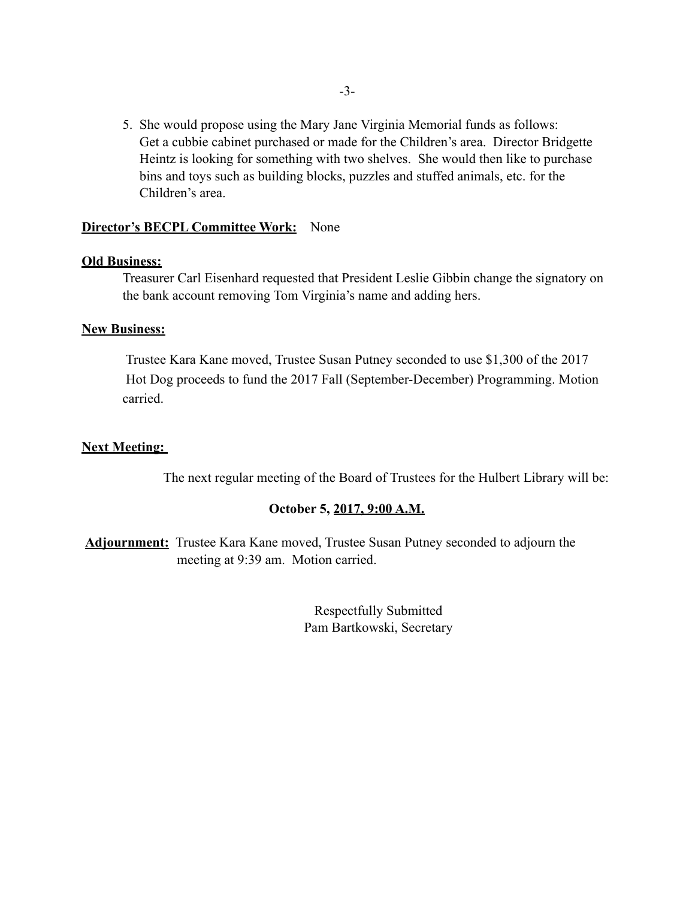5. She would propose using the Mary Jane Virginia Memorial funds as follows: Get a cubbie cabinet purchased or made for the Children's area. Director Bridgette Heintz is looking for something with two shelves. She would then like to purchase bins and toys such as building blocks, puzzles and stuffed animals, etc. for the Children's area.

**Director's BECPL Committee Work:** None

**Old Business:**

Treasurer Carl Eisenhard requested that President Leslie Gibbin change the signatory on the bank account removing Tom Virginia's name and adding hers.

**New Business:**

Trustee Kara Kane moved, Trustee Susan Putney seconded to use $1,300 of the 2017 Hot Dog proceeds to fund the 2017 Fall (September-December) Programming. Motion carried.

**Next Meeting:**

The next regular meeting of the Board of Trustees for the Hulbert Library will be:

**October 5, 2017, 9:00 A.M.**

**Adjournment:** Trustee Kara Kane moved, Trustee Susan Putney seconded to adjourn the meeting at 9:39 am. Motion carried.

Respectfully Submitted
Pam Bartkowski, Secretary